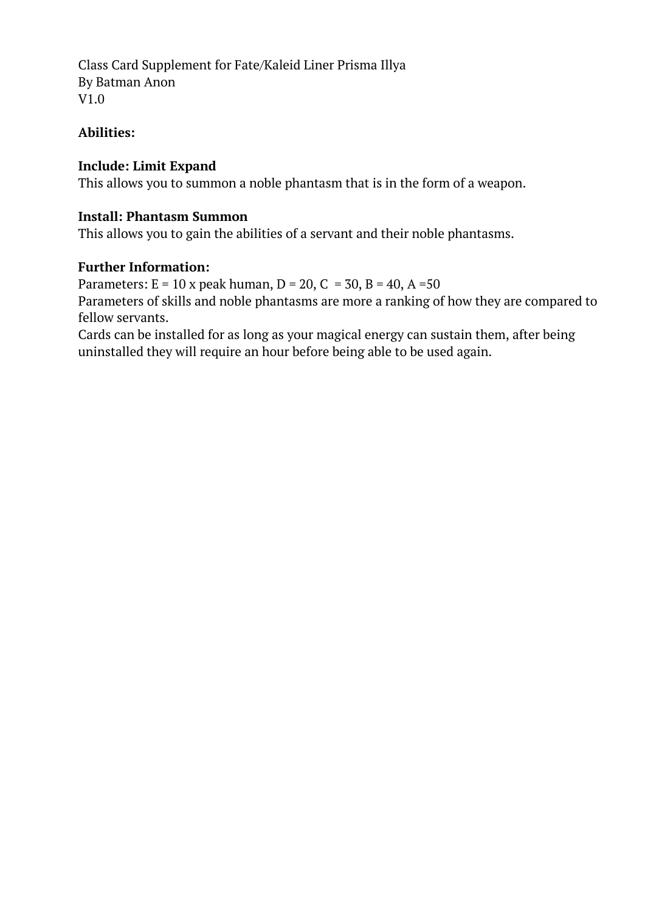Class Card Supplement for Fate/Kaleid Liner Prisma Illya
By Batman Anon
V1.0

**Abilities:**

**Include: Limit Expand**
This allows you to summon a noble phantasm that is in the form of a weapon.

**Install: Phantasm Summon**
This allows you to gain the abilities of a servant and their noble phantasms.

**Further Information:**
Parameters: E = 10 x peak human, D = 20, C = 30, B = 40, A =50
Parameters of skills and noble phantasms are more a ranking of how they are compared to fellow servants.
Cards can be installed for as long as your magical energy can sustain them, after being uninstalled they will require an hour before being able to be used again.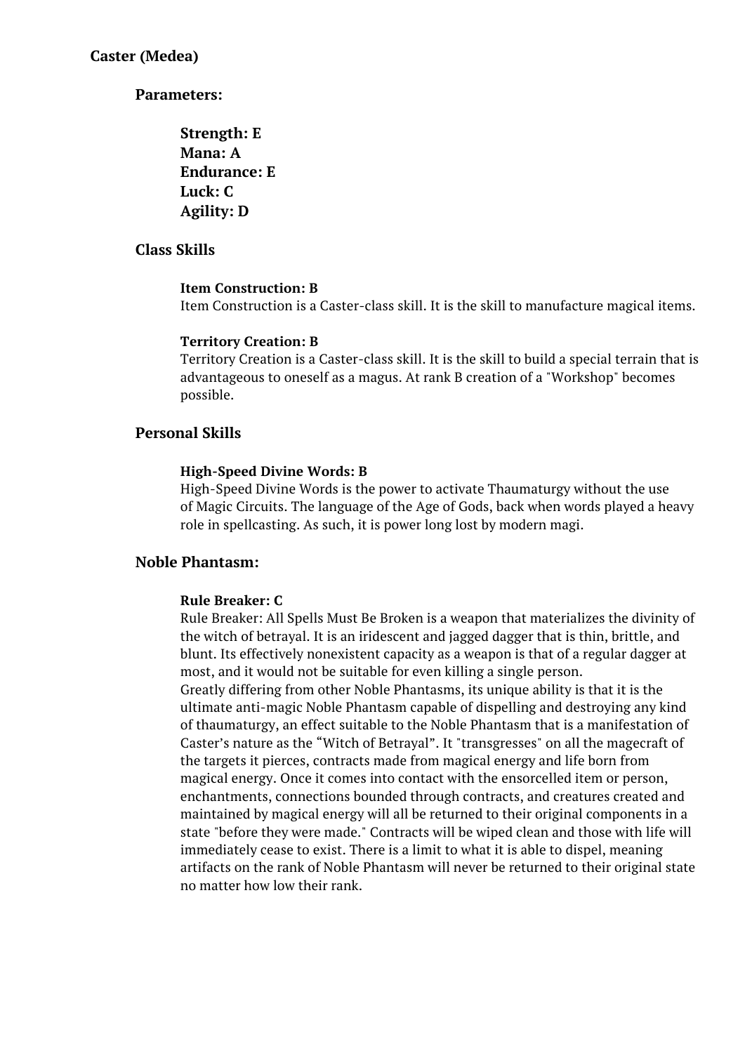# Caster (Medea)

## Parameters:

**Strength: E**
**Mana: A**
**Endurance: E**
**Luck: C**
**Agility: D**

## Class Skills

### Item Construction: B

Item Construction is a Caster-class skill. It is the skill to manufacture magical items.

### Territory Creation: B

Territory Creation is a Caster-class skill. It is the skill to build a special terrain that is advantageous to oneself as a magus. At rank B creation of a "Workshop" becomes possible.

## Personal Skills

### High-Speed Divine Words: B

High-Speed Divine Words is the power to activate Thaumaturgy without the use of Magic Circuits. The language of the Age of Gods, back when words played a heavy role in spellcasting. As such, it is power long lost by modern magi.

## Noble Phantasm:

### Rule Breaker: C

Rule Breaker: All Spells Must Be Broken is a weapon that materializes the divinity of the witch of betrayal. It is an iridescent and jagged dagger that is thin, brittle, and blunt. Its effectively nonexistent capacity as a weapon is that of a regular dagger at most, and it would not be suitable for even killing a single person.

Greatly differing from other Noble Phantasms, its unique ability is that it is the ultimate anti-magic Noble Phantasm capable of dispelling and destroying any kind of thaumaturgy, an effect suitable to the Noble Phantasm that is a manifestation of Caster's nature as the "Witch of Betrayal". It "transgresses" on all the magecraft of the targets it pierces, contracts made from magical energy and life born from magical energy. Once it comes into contact with the ensorcelled item or person, enchantments, connections bounded through contracts, and creatures created and maintained by magical energy will all be returned to their original components in a state "before they were made." Contracts will be wiped clean and those with life will immediately cease to exist. There is a limit to what it is able to dispel, meaning artifacts on the rank of Noble Phantasm will never be returned to their original state no matter how low their rank.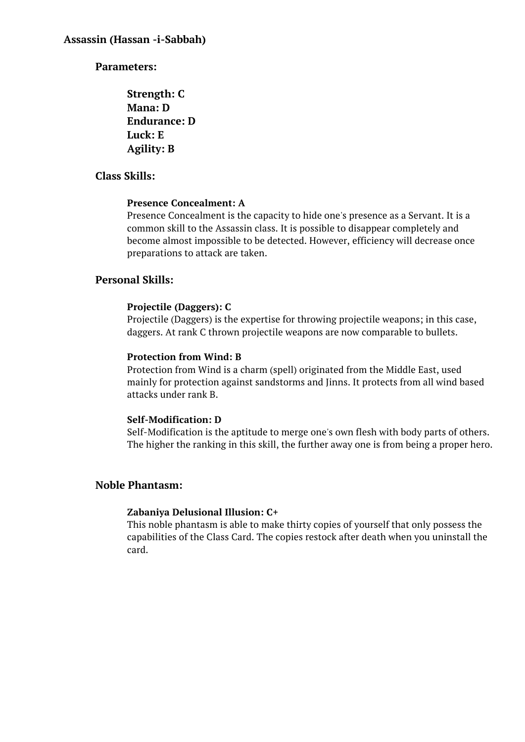# Assassin (Hassan -i-Sabbah)

## Parameters:

**Strength: C**
**Mana: D**
**Endurance: D**
**Luck: E**
**Agility: B**

## Class Skills:

### Presence Concealment: A

Presence Concealment is the capacity to hide one's presence as a Servant. It is a common skill to the Assassin class. It is possible to disappear completely and become almost impossible to be detected. However, efficiency will decrease once preparations to attack are taken.

## Personal Skills:

### Projectile (Daggers): C

Projectile (Daggers) is the expertise for throwing projectile weapons; in this case, daggers. At rank C thrown projectile weapons are now comparable to bullets.

### Protection from Wind: B

Protection from Wind is a charm (spell) originated from the Middle East, used mainly for protection against sandstorms and Jinns. It protects from all wind based attacks under rank B.

### Self-Modification: D

Self-Modification is the aptitude to merge one's own flesh with body parts of others. The higher the ranking in this skill, the further away one is from being a proper hero.

## Noble Phantasm:

### Zabaniya Delusional Illusion: C+

This noble phantasm is able to make thirty copies of yourself that only possess the capabilities of the Class Card. The copies restock after death when you uninstall the card.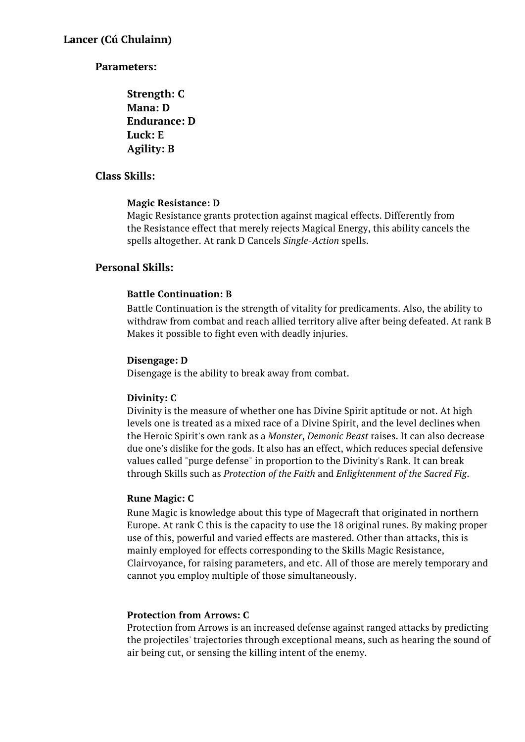# Lancer (Cú Chulainn)

## Parameters:

**Strength: C**
**Mana: D**
**Endurance: D**
**Luck: E**
**Agility: B**

## Class Skills:

### Magic Resistance: D

Magic Resistance grants protection against magical effects. Differently from the Resistance effect that merely rejects Magical Energy, this ability cancels the spells altogether. At rank D Cancels *Single-Action* spells.

## Personal Skills:

### Battle Continuation: B

Battle Continuation is the strength of vitality for predicaments. Also, the ability to withdraw from combat and reach allied territory alive after being defeated. At rank B Makes it possible to fight even with deadly injuries.

### Disengage: D

Disengage is the ability to break away from combat.

### Divinity: C

Divinity is the measure of whether one has Divine Spirit aptitude or not. At high levels one is treated as a mixed race of a Divine Spirit, and the level declines when the Heroic Spirit's own rank as a *Monster*, *Demonic Beast* raises. It can also decrease due one's dislike for the gods. It also has an effect, which reduces special defensive values called "purge defense" in proportion to the Divinity's Rank. It can break through Skills such as *Protection of the Faith* and *Enlightenment of the Sacred Fig*.

### Rune Magic: C

Rune Magic is knowledge about this type of Magecraft that originated in northern Europe. At rank C this is the capacity to use the 18 original runes. By making proper use of this, powerful and varied effects are mastered. Other than attacks, this is mainly employed for effects corresponding to the Skills Magic Resistance, Clairvoyance, for raising parameters, and etc. All of those are merely temporary and cannot you employ multiple of those simultaneously.

### Protection from Arrows: C

Protection from Arrows is an increased defense against ranged attacks by predicting the projectiles' trajectories through exceptional means, such as hearing the sound of air being cut, or sensing the killing intent of the enemy.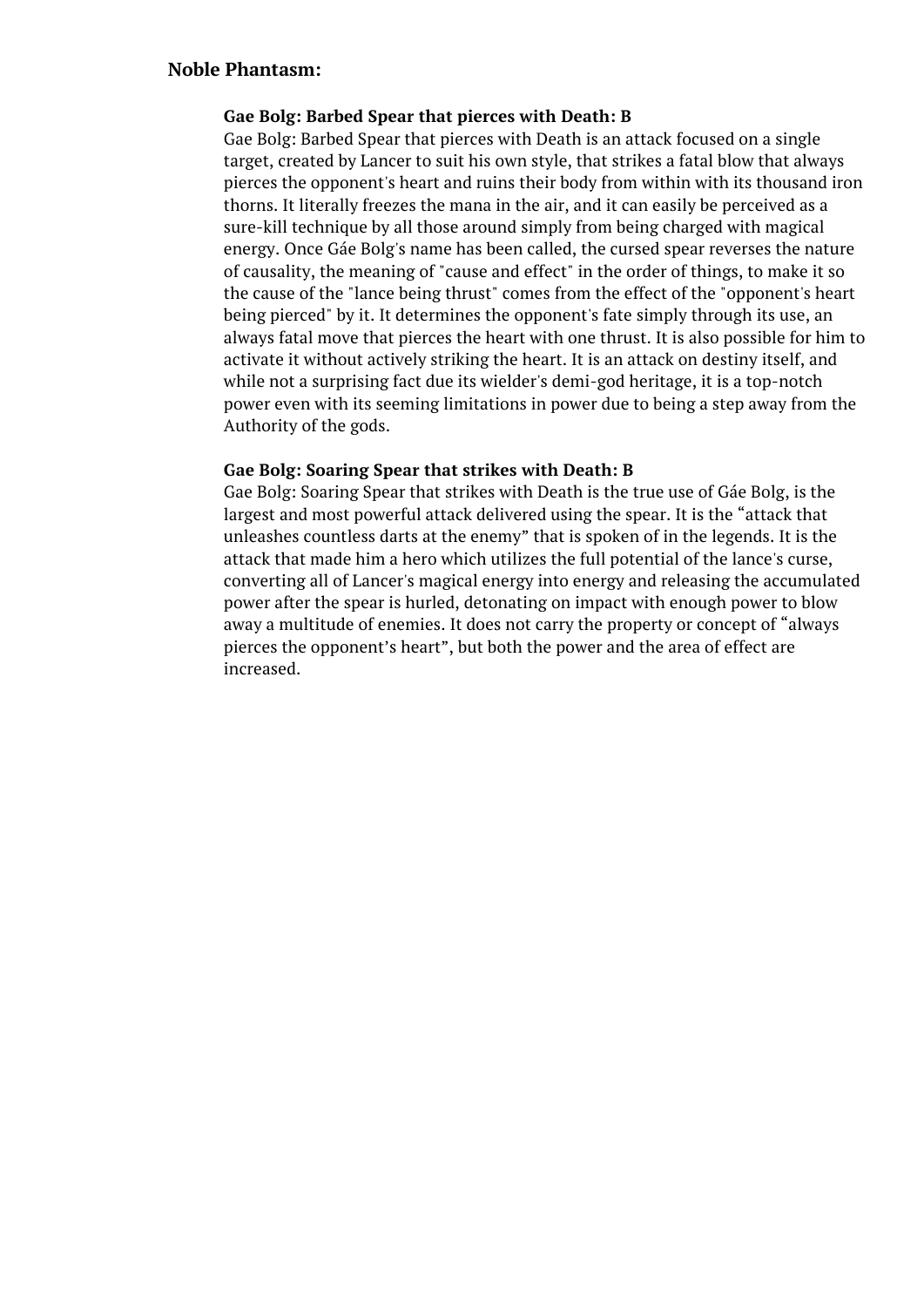**Noble Phantasm:**

**Gae Bolg: Barbed Spear that pierces with Death: B**

Gae Bolg: Barbed Spear that pierces with Death is an attack focused on a single target, created by Lancer to suit his own style, that strikes a fatal blow that always pierces the opponent's heart and ruins their body from within with its thousand iron thorns. It literally freezes the mana in the air, and it can easily be perceived as a sure-kill technique by all those around simply from being charged with magical energy. Once Gáe Bolg's name has been called, the cursed spear reverses the nature of causality, the meaning of "cause and effect" in the order of things, to make it so the cause of the "lance being thrust" comes from the effect of the "opponent's heart being pierced" by it. It determines the opponent's fate simply through its use, an always fatal move that pierces the heart with one thrust. It is also possible for him to activate it without actively striking the heart. It is an attack on destiny itself, and while not a surprising fact due its wielder's demi-god heritage, it is a top-notch power even with its seeming limitations in power due to being a step away from the Authority of the gods.

**Gae Bolg: Soaring Spear that strikes with Death: B**

Gae Bolg: Soaring Spear that strikes with Death is the true use of Gáe Bolg, is the largest and most powerful attack delivered using the spear. It is the "attack that unleashes countless darts at the enemy" that is spoken of in the legends. It is the attack that made him a hero which utilizes the full potential of the lance's curse, converting all of Lancer's magical energy into energy and releasing the accumulated power after the spear is hurled, detonating on impact with enough power to blow away a multitude of enemies. It does not carry the property or concept of "always pierces the opponent's heart", but both the power and the area of effect are increased.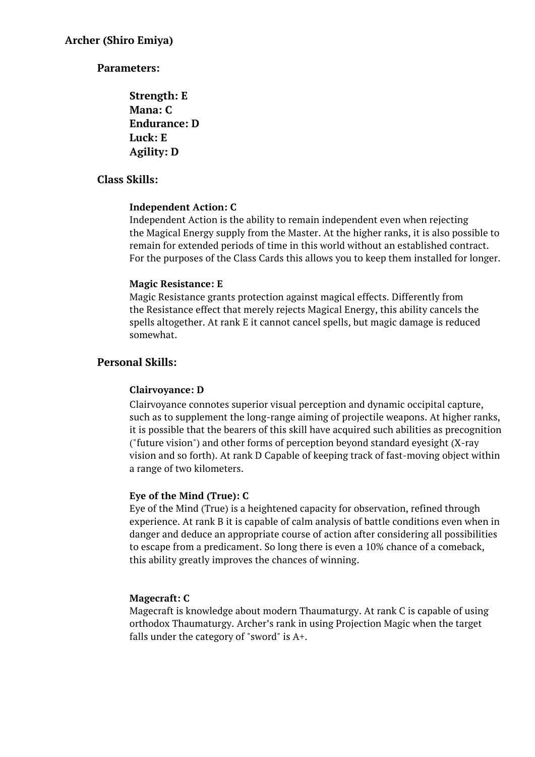**Archer (Shiro Emiya)**

**Parameters:**

**Strength: E**
**Mana: C**
**Endurance: D**
**Luck: E**
**Agility: D**

**Class Skills:**

**Independent Action: C**
Independent Action is the ability to remain independent even when rejecting the Magical Energy supply from the Master. At the higher ranks, it is also possible to remain for extended periods of time in this world without an established contract. For the purposes of the Class Cards this allows you to keep them installed for longer.

**Magic Resistance: E**
Magic Resistance grants protection against magical effects. Differently from the Resistance effect that merely rejects Magical Energy, this ability cancels the spells altogether. At rank E it cannot cancel spells, but magic damage is reduced somewhat.

**Personal Skills:**

**Clairvoyance: D**
Clairvoyance connotes superior visual perception and dynamic occipital capture, such as to supplement the long-range aiming of projectile weapons. At higher ranks, it is possible that the bearers of this skill have acquired such abilities as precognition ("future vision") and other forms of perception beyond standard eyesight (X-ray vision and so forth). At rank D Capable of keeping track of fast-moving object within a range of two kilometers.

**Eye of the Mind (True): C**
Eye of the Mind (True) is a heightened capacity for observation, refined through experience. At rank B it is capable of calm analysis of battle conditions even when in danger and deduce an appropriate course of action after considering all possibilities to escape from a predicament. So long there is even a 10% chance of a comeback, this ability greatly improves the chances of winning.

**Magecraft: C**
Magecraft is knowledge about modern Thaumaturgy. At rank C is capable of using orthodox Thaumaturgy. Archer's rank in using Projection Magic when the target falls under the category of "sword" is A+.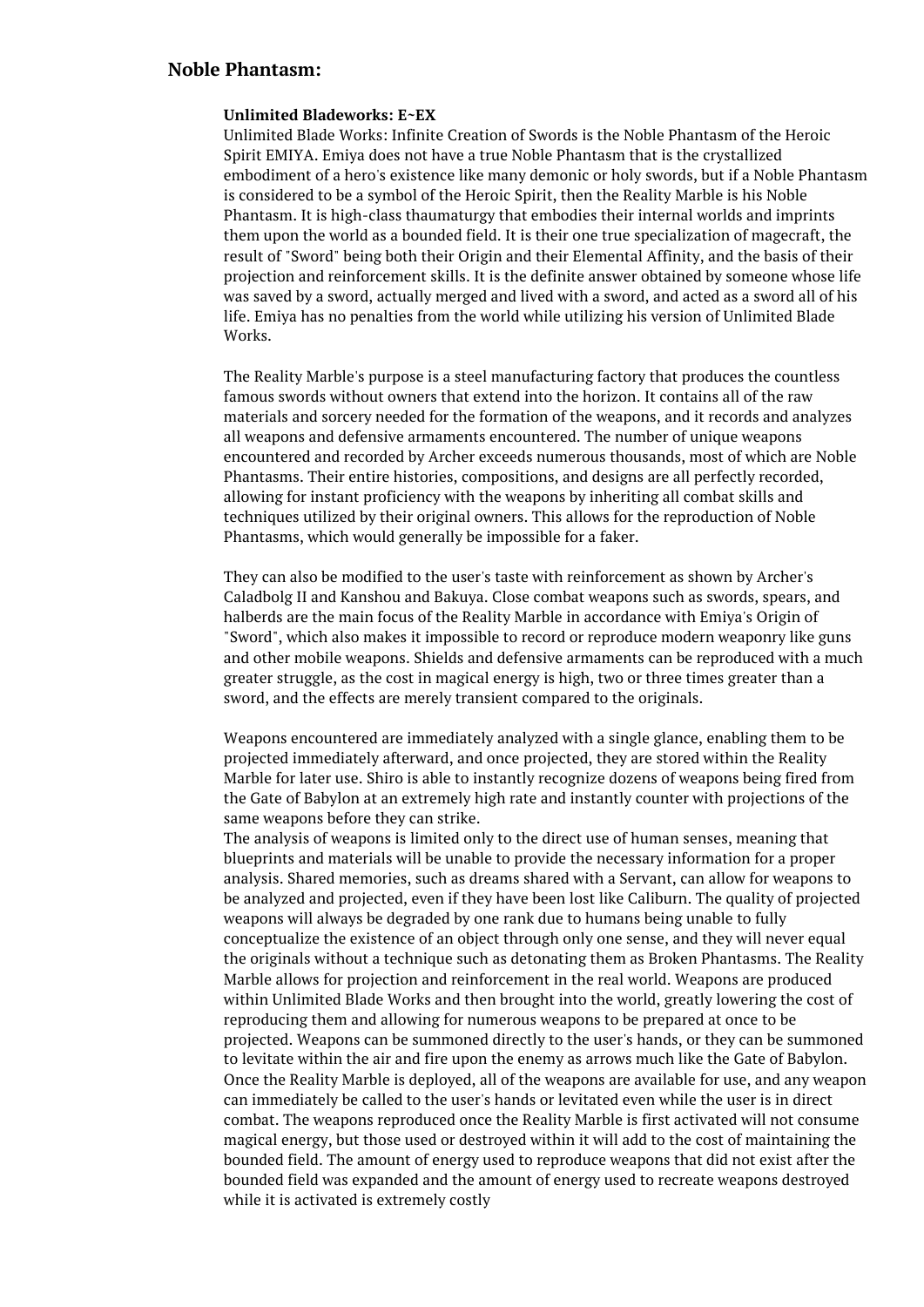## Noble Phantasm:

**Unlimited Bladeworks: E~EX**

Unlimited Blade Works: Infinite Creation of Swords is the Noble Phantasm of the Heroic Spirit EMIYA. Emiya does not have a true Noble Phantasm that is the crystallized embodiment of a hero's existence like many demonic or holy swords, but if a Noble Phantasm is considered to be a symbol of the Heroic Spirit, then the Reality Marble is his Noble Phantasm. It is high-class thaumaturgy that embodies their internal worlds and imprints them upon the world as a bounded field. It is their one true specialization of magecraft, the result of "Sword" being both their Origin and their Elemental Affinity, and the basis of their projection and reinforcement skills. It is the definite answer obtained by someone whose life was saved by a sword, actually merged and lived with a sword, and acted as a sword all of his life. Emiya has no penalties from the world while utilizing his version of Unlimited Blade Works.

The Reality Marble's purpose is a steel manufacturing factory that produces the countless famous swords without owners that extend into the horizon. It contains all of the raw materials and sorcery needed for the formation of the weapons, and it records and analyzes all weapons and defensive armaments encountered. The number of unique weapons encountered and recorded by Archer exceeds numerous thousands, most of which are Noble Phantasms. Their entire histories, compositions, and designs are all perfectly recorded, allowing for instant proficiency with the weapons by inheriting all combat skills and techniques utilized by their original owners. This allows for the reproduction of Noble Phantasms, which would generally be impossible for a faker.

They can also be modified to the user's taste with reinforcement as shown by Archer's Caladbolg II and Kanshou and Bakuya. Close combat weapons such as swords, spears, and halberds are the main focus of the Reality Marble in accordance with Emiya's Origin of "Sword", which also makes it impossible to record or reproduce modern weaponry like guns and other mobile weapons. Shields and defensive armaments can be reproduced with a much greater struggle, as the cost in magical energy is high, two or three times greater than a sword, and the effects are merely transient compared to the originals.

Weapons encountered are immediately analyzed with a single glance, enabling them to be projected immediately afterward, and once projected, they are stored within the Reality Marble for later use. Shiro is able to instantly recognize dozens of weapons being fired from the Gate of Babylon at an extremely high rate and instantly counter with projections of the same weapons before they can strike.
The analysis of weapons is limited only to the direct use of human senses, meaning that blueprints and materials will be unable to provide the necessary information for a proper analysis. Shared memories, such as dreams shared with a Servant, can allow for weapons to be analyzed and projected, even if they have been lost like Caliburn. The quality of projected weapons will always be degraded by one rank due to humans being unable to fully conceptualize the existence of an object through only one sense, and they will never equal the originals without a technique such as detonating them as Broken Phantasms. The Reality Marble allows for projection and reinforcement in the real world. Weapons are produced within Unlimited Blade Works and then brought into the world, greatly lowering the cost of reproducing them and allowing for numerous weapons to be prepared at once to be projected. Weapons can be summoned directly to the user's hands, or they can be summoned to levitate within the air and fire upon the enemy as arrows much like the Gate of Babylon. Once the Reality Marble is deployed, all of the weapons are available for use, and any weapon can immediately be called to the user's hands or levitated even while the user is in direct combat. The weapons reproduced once the Reality Marble is first activated will not consume magical energy, but those used or destroyed within it will add to the cost of maintaining the bounded field. The amount of energy used to reproduce weapons that did not exist after the bounded field was expanded and the amount of energy used to recreate weapons destroyed while it is activated is extremely costly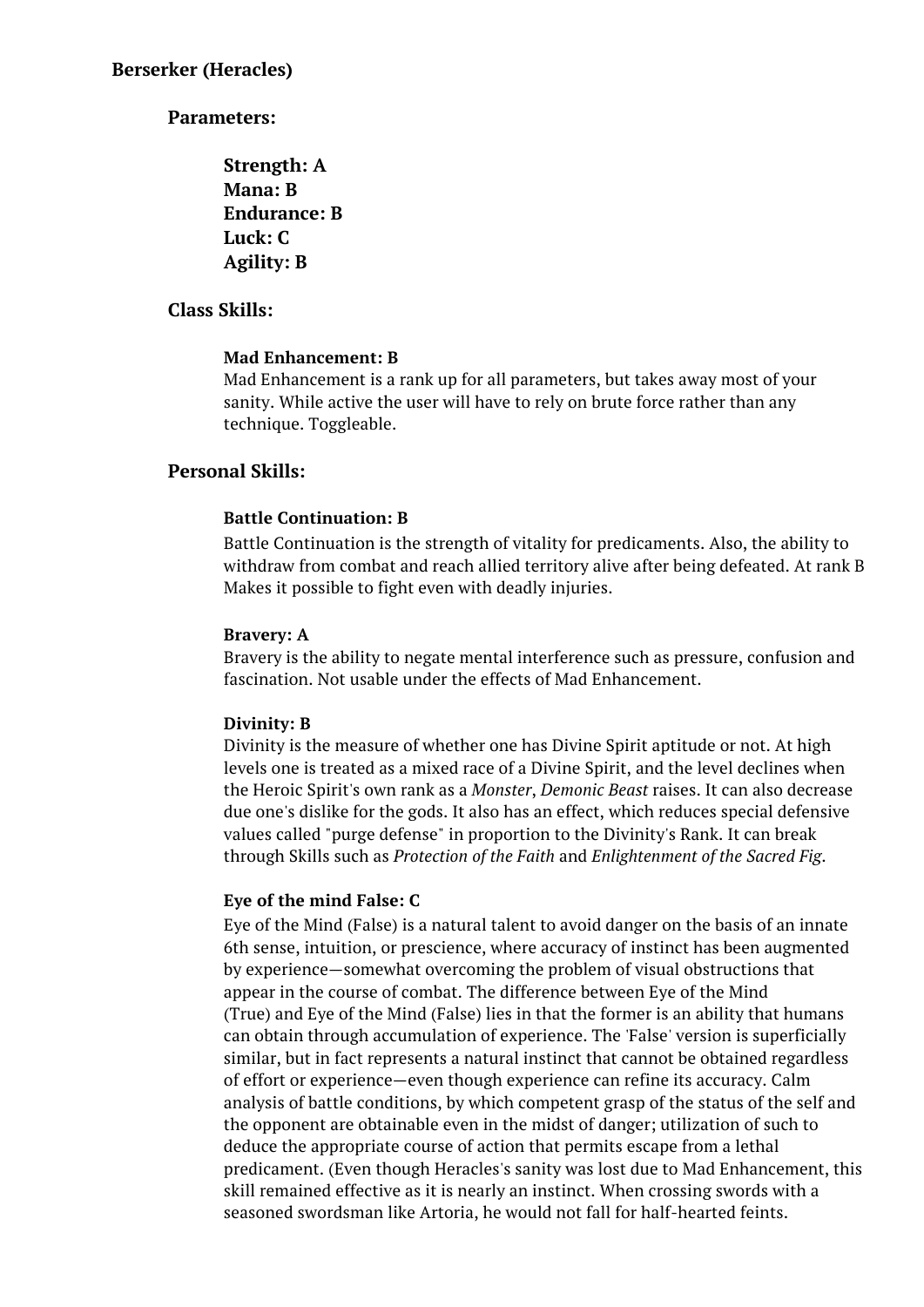**Berserker (Heracles)**

**Parameters:**

**Strength: A**
**Mana: B**
**Endurance: B**
**Luck: C**
**Agility: B**

**Class Skills:**

**Mad Enhancement: B**
Mad Enhancement is a rank up for all parameters, but takes away most of your sanity. While active the user will have to rely on brute force rather than any technique. Toggleable.

**Personal Skills:**

**Battle Continuation: B**
Battle Continuation is the strength of vitality for predicaments. Also, the ability to withdraw from combat and reach allied territory alive after being defeated. At rank B Makes it possible to fight even with deadly injuries.

**Bravery: A**
Bravery is the ability to negate mental interference such as pressure, confusion and fascination. Not usable under the effects of Mad Enhancement.

**Divinity: B**
Divinity is the measure of whether one has Divine Spirit aptitude or not. At high levels one is treated as a mixed race of a Divine Spirit, and the level declines when the Heroic Spirit's own rank as a *Monster*, *Demonic Beast* raises. It can also decrease due one's dislike for the gods. It also has an effect, which reduces special defensive values called "purge defense" in proportion to the Divinity's Rank. It can break through Skills such as *Protection of the Faith* and *Enlightenment of the Sacred Fig*.

**Eye of the mind False: C**
Eye of the Mind (False) is a natural talent to avoid danger on the basis of an innate 6th sense, intuition, or prescience, where accuracy of instinct has been augmented by experience—somewhat overcoming the problem of visual obstructions that appear in the course of combat. The difference between Eye of the Mind (True) and Eye of the Mind (False) lies in that the former is an ability that humans can obtain through accumulation of experience. The 'False' version is superficially similar, but in fact represents a natural instinct that cannot be obtained regardless of effort or experience—even though experience can refine its accuracy. Calm analysis of battle conditions, by which competent grasp of the status of the self and the opponent are obtainable even in the midst of danger; utilization of such to deduce the appropriate course of action that permits escape from a lethal predicament. (Even though Heracles's sanity was lost due to Mad Enhancement, this skill remained effective as it is nearly an instinct. When crossing swords with a seasoned swordsman like Artoria, he would not fall for half-hearted feints.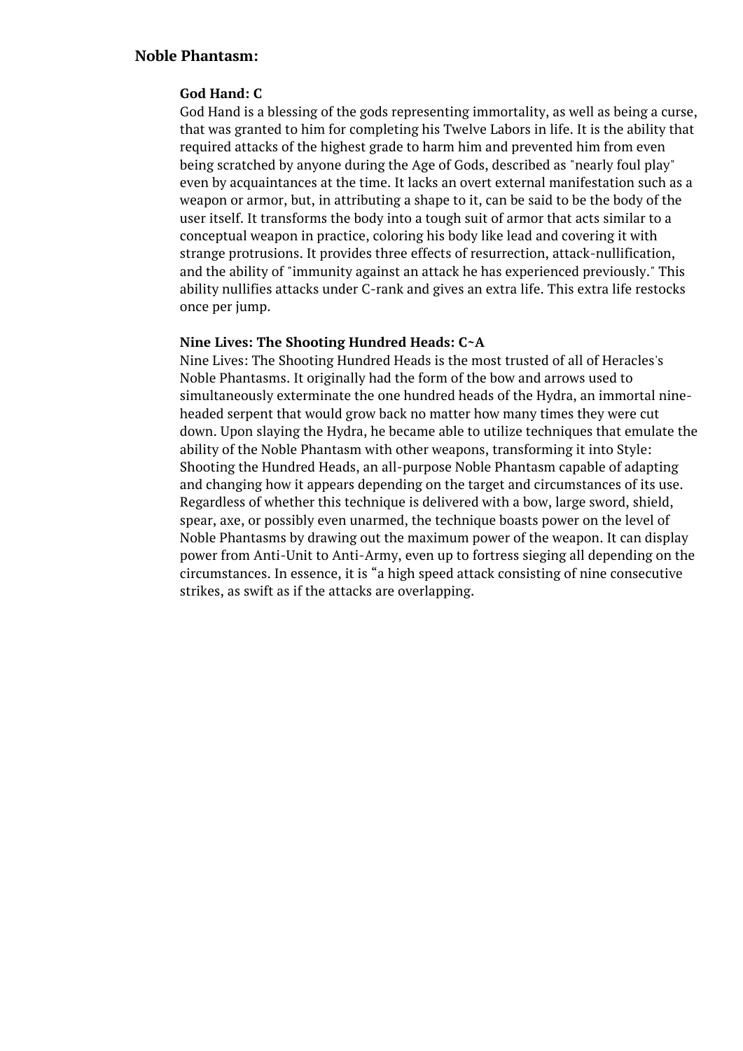## Noble Phantasm:

**God Hand: C**

God Hand is a blessing of the gods representing immortality, as well as being a curse, that was granted to him for completing his Twelve Labors in life. It is the ability that required attacks of the highest grade to harm him and prevented him from even being scratched by anyone during the Age of Gods, described as "nearly foul play" even by acquaintances at the time. It lacks an overt external manifestation such as a weapon or armor, but, in attributing a shape to it, can be said to be the body of the user itself. It transforms the body into a tough suit of armor that acts similar to a conceptual weapon in practice, coloring his body like lead and covering it with strange protrusions. It provides three effects of resurrection, attack-nullification, and the ability of "immunity against an attack he has experienced previously." This ability nullifies attacks under C-rank and gives an extra life. This extra life restocks once per jump.

**Nine Lives: The Shooting Hundred Heads: C~A**

Nine Lives: The Shooting Hundred Heads is the most trusted of all of Heracles's Noble Phantasms. It originally had the form of the bow and arrows used to simultaneously exterminate the one hundred heads of the Hydra, an immortal nine-headed serpent that would grow back no matter how many times they were cut down. Upon slaying the Hydra, he became able to utilize techniques that emulate the ability of the Noble Phantasm with other weapons, transforming it into Style: Shooting the Hundred Heads, an all-purpose Noble Phantasm capable of adapting and changing how it appears depending on the target and circumstances of its use. Regardless of whether this technique is delivered with a bow, large sword, shield, spear, axe, or possibly even unarmed, the technique boasts power on the level of Noble Phantasms by drawing out the maximum power of the weapon. It can display power from Anti-Unit to Anti-Army, even up to fortress sieging all depending on the circumstances. In essence, it is "a high speed attack consisting of nine consecutive strikes, as swift as if the attacks are overlapping.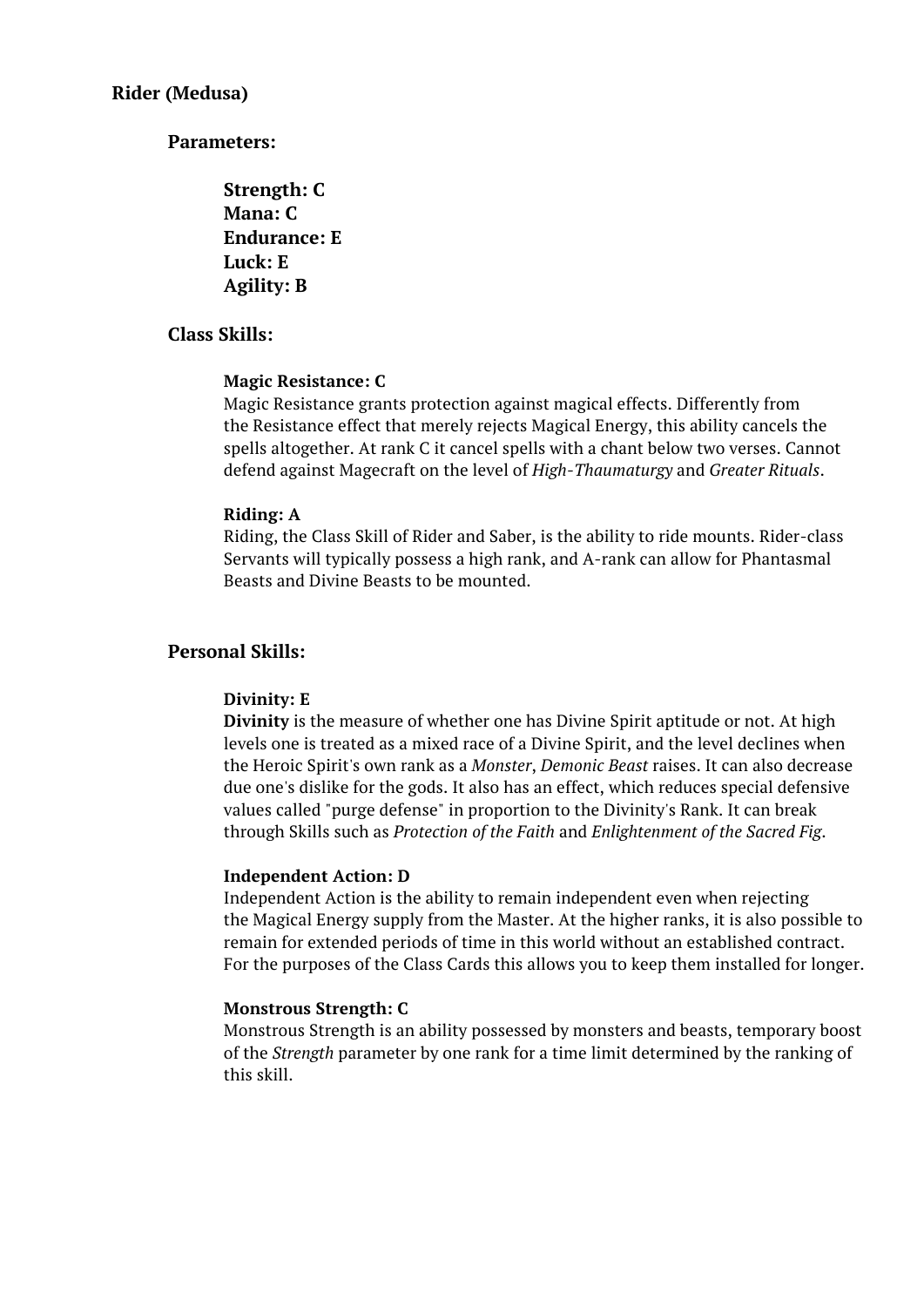## Rider (Medusa)

### Parameters:

**Strength: C**
**Mana: C**
**Endurance: E**
**Luck: E**
**Agility: B**

### Class Skills:

**Magic Resistance: C**
Magic Resistance grants protection against magical effects. Differently from the Resistance effect that merely rejects Magical Energy, this ability cancels the spells altogether. At rank C it cancel spells with a chant below two verses. Cannot defend against Magecraft on the level of *High-Thaumaturgy* and *Greater Rituals*.

**Riding: A**
Riding, the Class Skill of Rider and Saber, is the ability to ride mounts. Rider-class Servants will typically possess a high rank, and A-rank can allow for Phantasmal Beasts and Divine Beasts to be mounted.

### Personal Skills:

**Divinity: E**
**Divinity** is the measure of whether one has Divine Spirit aptitude or not. At high levels one is treated as a mixed race of a Divine Spirit, and the level declines when the Heroic Spirit's own rank as a *Monster*, *Demonic Beast* raises. It can also decrease due one's dislike for the gods. It also has an effect, which reduces special defensive values called "purge defense" in proportion to the Divinity's Rank. It can break through Skills such as *Protection of the Faith* and *Enlightenment of the Sacred Fig*.

**Independent Action: D**
Independent Action is the ability to remain independent even when rejecting the Magical Energy supply from the Master. At the higher ranks, it is also possible to remain for extended periods of time in this world without an established contract. For the purposes of the Class Cards this allows you to keep them installed for longer.

**Monstrous Strength: C**
Monstrous Strength is an ability possessed by monsters and beasts, temporary boost of the *Strength* parameter by one rank for a time limit determined by the ranking of this skill.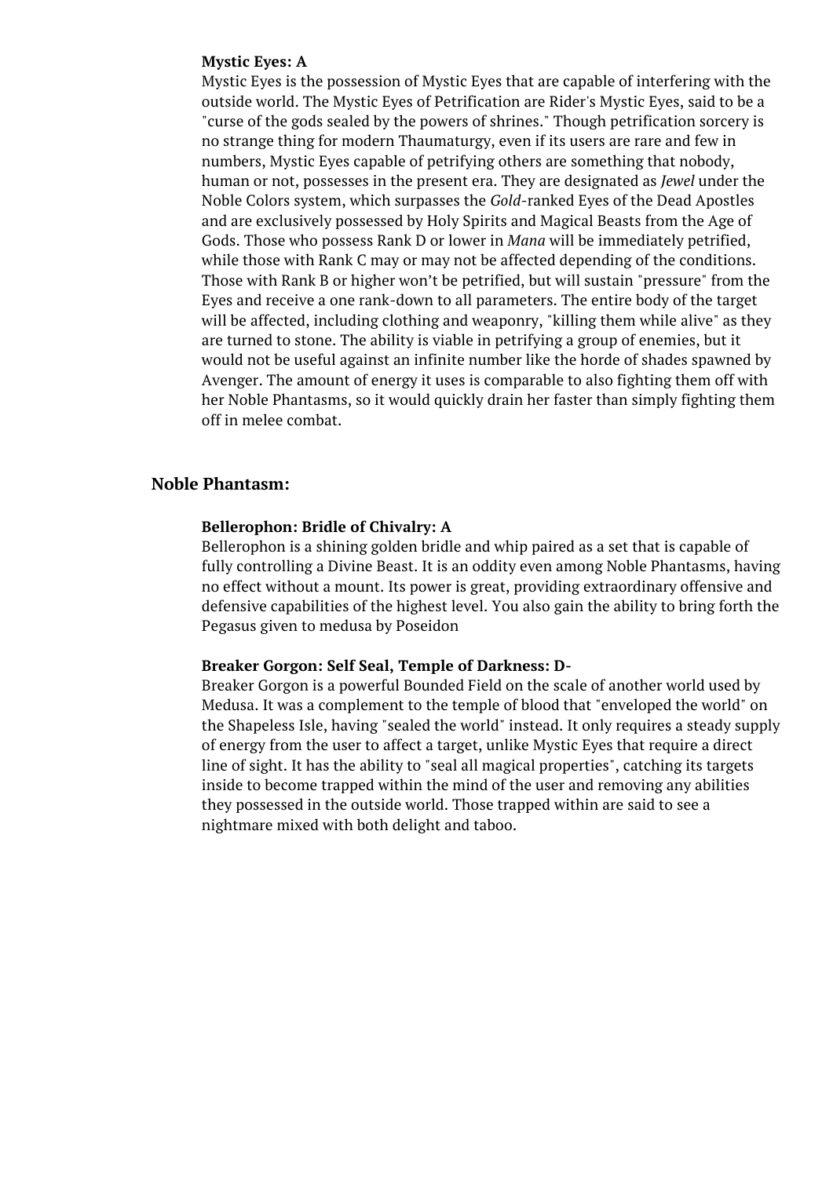**Mystic Eyes: A**

Mystic Eyes is the possession of Mystic Eyes that are capable of interfering with the outside world. The Mystic Eyes of Petrification are Rider's Mystic Eyes, said to be a "curse of the gods sealed by the powers of shrines." Though petrification sorcery is no strange thing for modern Thaumaturgy, even if its users are rare and few in numbers, Mystic Eyes capable of petrifying others are something that nobody, human or not, possesses in the present era. They are designated as *Jewel* under the Noble Colors system, which surpasses the *Gold*-ranked Eyes of the Dead Apostles and are exclusively possessed by Holy Spirits and Magical Beasts from the Age of Gods. Those who possess Rank D or lower in *Mana* will be immediately petrified, while those with Rank C may or may not be affected depending of the conditions. Those with Rank B or higher won't be petrified, but will sustain "pressure" from the Eyes and receive a one rank-down to all parameters. The entire body of the target will be affected, including clothing and weaponry, "killing them while alive" as they are turned to stone. The ability is viable in petrifying a group of enemies, but it would not be useful against an infinite number like the horde of shades spawned by Avenger. The amount of energy it uses is comparable to also fighting them off with her Noble Phantasms, so it would quickly drain her faster than simply fighting them off in melee combat.

## Noble Phantasm:

**Bellerophon: Bridle of Chivalry: A**

Bellerophon is a shining golden bridle and whip paired as a set that is capable of fully controlling a Divine Beast. It is an oddity even among Noble Phantasms, having no effect without a mount. Its power is great, providing extraordinary offensive and defensive capabilities of the highest level. You also gain the ability to bring forth the Pegasus given to medusa by Poseidon

**Breaker Gorgon: Self Seal, Temple of Darkness: D-**

Breaker Gorgon is a powerful Bounded Field on the scale of another world used by Medusa. It was a complement to the temple of blood that "enveloped the world" on the Shapeless Isle, having "sealed the world" instead. It only requires a steady supply of energy from the user to affect a target, unlike Mystic Eyes that require a direct line of sight. It has the ability to "seal all magical properties", catching its targets inside to become trapped within the mind of the user and removing any abilities they possessed in the outside world. Those trapped within are said to see a nightmare mixed with both delight and taboo.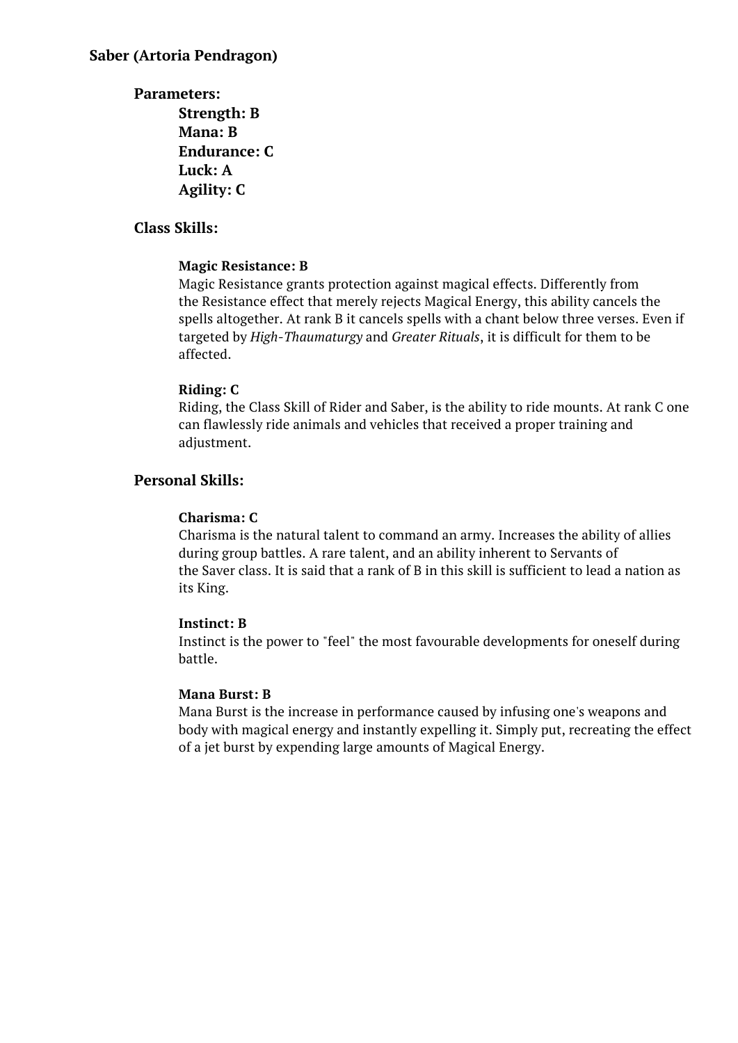**Saber (Artoria Pendragon)**

**Parameters:**

**Strength: B**
**Mana: B**
**Endurance: C**
**Luck: A**
**Agility: C**

**Class Skills:**

**Magic Resistance: B**
Magic Resistance grants protection against magical effects. Differently from the Resistance effect that merely rejects Magical Energy, this ability cancels the spells altogether. At rank B it cancels spells with a chant below three verses. Even if targeted by *High-Thaumaturgy* and *Greater Rituals*, it is difficult for them to be affected.

**Riding: C**
Riding, the Class Skill of Rider and Saber, is the ability to ride mounts. At rank C one can flawlessly ride animals and vehicles that received a proper training and adjustment.

**Personal Skills:**

**Charisma: C**
Charisma is the natural talent to command an army. Increases the ability of allies during group battles. A rare talent, and an ability inherent to Servants of the Saver class. It is said that a rank of B in this skill is sufficient to lead a nation as its King.

**Instinct: B**
Instinct is the power to "feel" the most favourable developments for oneself during battle.

**Mana Burst: B**
Mana Burst is the increase in performance caused by infusing one's weapons and body with magical energy and instantly expelling it. Simply put, recreating the effect of a jet burst by expending large amounts of Magical Energy.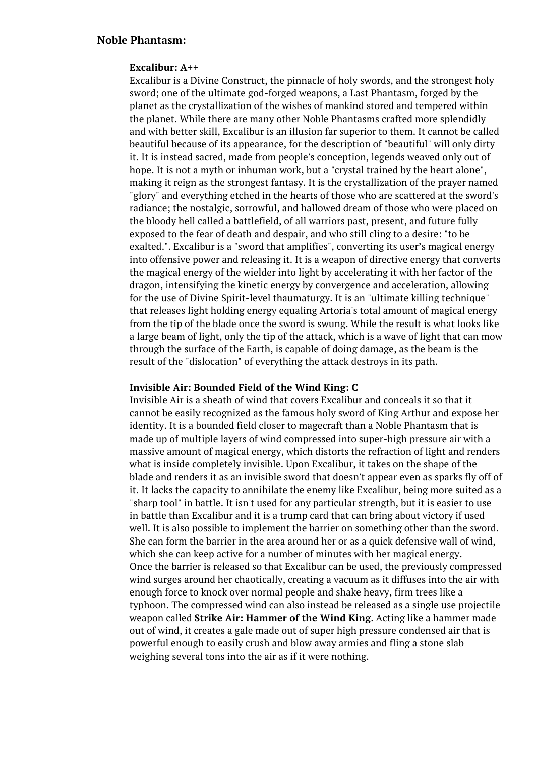### Noble Phantasm:

**Excalibur: A++**

Excalibur is a Divine Construct, the pinnacle of holy swords, and the strongest holy sword; one of the ultimate god-forged weapons, a Last Phantasm, forged by the planet as the crystallization of the wishes of mankind stored and tempered within the planet. While there are many other Noble Phantasms crafted more splendidly and with better skill, Excalibur is an illusion far superior to them. It cannot be called beautiful because of its appearance, for the description of "beautiful" will only dirty it. It is instead sacred, made from people's conception, legends weaved only out of hope. It is not a myth or inhuman work, but a "crystal trained by the heart alone", making it reign as the strongest fantasy. It is the crystallization of the prayer named "glory" and everything etched in the hearts of those who are scattered at the sword's radiance; the nostalgic, sorrowful, and hallowed dream of those who were placed on the bloody hell called a battlefield, of all warriors past, present, and future fully exposed to the fear of death and despair, and who still cling to a desire: "to be exalted.". Excalibur is a "sword that amplifies", converting its user's magical energy into offensive power and releasing it. It is a weapon of directive energy that converts the magical energy of the wielder into light by accelerating it with her factor of the dragon, intensifying the kinetic energy by convergence and acceleration, allowing for the use of Divine Spirit-level thaumaturgy. It is an "ultimate killing technique" that releases light holding energy equaling Artoria's total amount of magical energy from the tip of the blade once the sword is swung. While the result is what looks like a large beam of light, only the tip of the attack, which is a wave of light that can mow through the surface of the Earth, is capable of doing damage, as the beam is the result of the "dislocation" of everything the attack destroys in its path.

**Invisible Air: Bounded Field of the Wind King: C**

Invisible Air is a sheath of wind that covers Excalibur and conceals it so that it cannot be easily recognized as the famous holy sword of King Arthur and expose her identity. It is a bounded field closer to magecraft than a Noble Phantasm that is made up of multiple layers of wind compressed into super-high pressure air with a massive amount of magical energy, which distorts the refraction of light and renders what is inside completely invisible. Upon Excalibur, it takes on the shape of the blade and renders it as an invisible sword that doesn't appear even as sparks fly off of it. It lacks the capacity to annihilate the enemy like Excalibur, being more suited as a "sharp tool" in battle. It isn't used for any particular strength, but it is easier to use in battle than Excalibur and it is a trump card that can bring about victory if used well. It is also possible to implement the barrier on something other than the sword. She can form the barrier in the area around her or as a quick defensive wall of wind, which she can keep active for a number of minutes with her magical energy.
Once the barrier is released so that Excalibur can be used, the previously compressed wind surges around her chaotically, creating a vacuum as it diffuses into the air with enough force to knock over normal people and shake heavy, firm trees like a typhoon. The compressed wind can also instead be released as a single use projectile weapon called **Strike Air: Hammer of the Wind King**. Acting like a hammer made out of wind, it creates a gale made out of super high pressure condensed air that is powerful enough to easily crush and blow away armies and fling a stone slab weighing several tons into the air as if it were nothing.